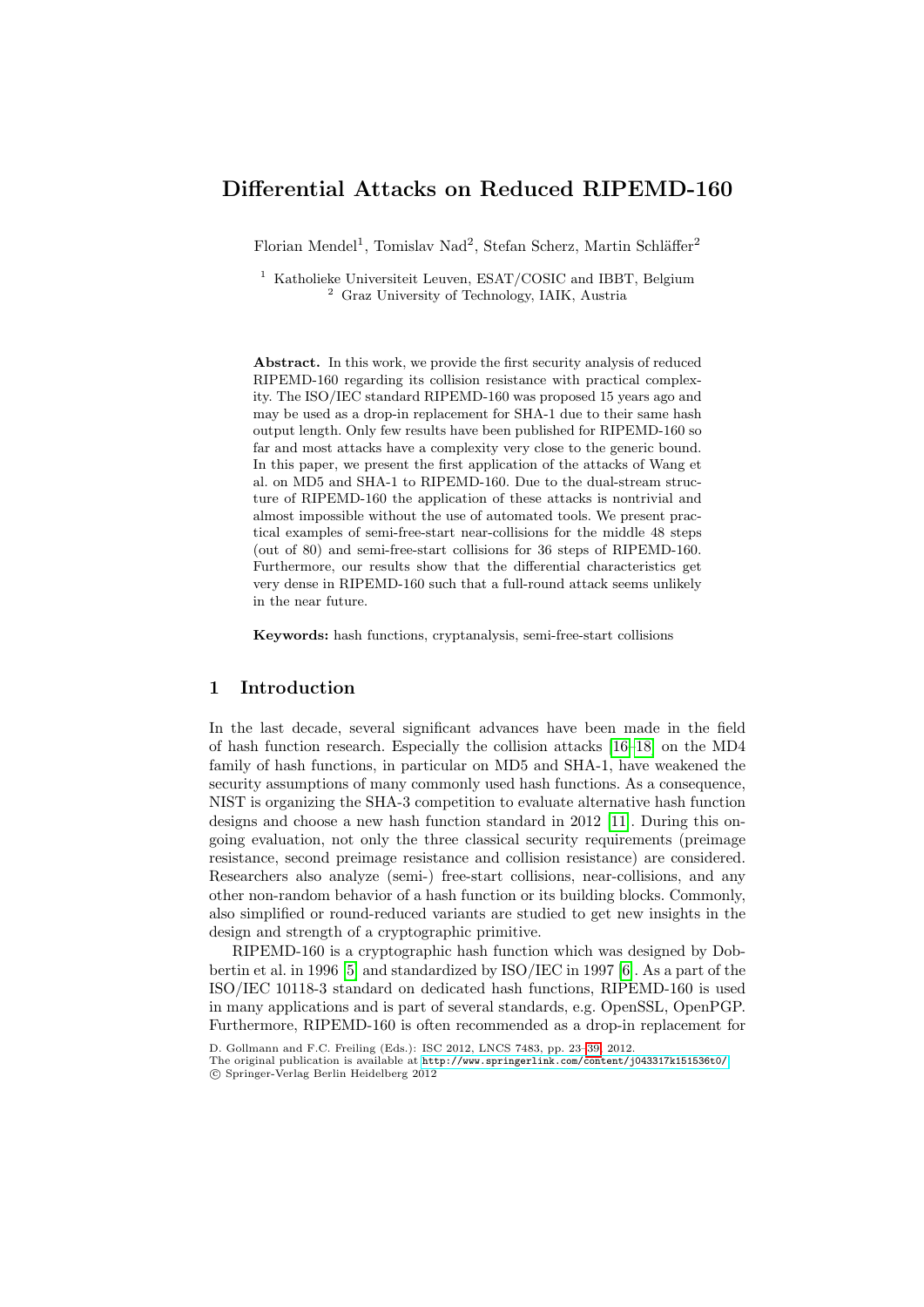# Differential Attacks on Reduced RIPEMD-160

Florian Mendel[1], Tomislav Nad[2], Stefan Scherz, Martin Schläffer[2]

[1] Katholieke Universiteit Leuven, ESAT/COSIC and IBBT, Belgium
[2] Graz University of Technology, IAIK, Austria

**Abstract.** In this work, we provide the first security analysis of reduced RIPEMD-160 regarding its collision resistance with practical complexity. The ISO/IEC standard RIPEMD-160 was proposed 15 years ago and may be used as a drop-in replacement for SHA-1 due to their same hash output length. Only few results have been published for RIPEMD-160 so far and most attacks have a complexity very close to the generic bound. In this paper, we present the first application of the attacks of Wang et al. on MD5 and SHA-1 to RIPEMD-160. Due to the dual-stream structure of RIPEMD-160 the application of these attacks is nontrivial and almost impossible without the use of automated tools. We present practical examples of semi-free-start near-collisions for the middle 48 steps (out of 80) and semi-free-start collisions for 36 steps of RIPEMD-160. Furthermore, our results show that the differential characteristics get very dense in RIPEMD-160 such that a full-round attack seems unlikely in the near future.

**Keywords:** hash functions, cryptanalysis, semi-free-start collisions

## 1 Introduction

In the last decade, several significant advances have been made in the field of hash function research. Especially the collision attacks [16–18] on the MD4 family of hash functions, in particular on MD5 and SHA-1, have weakened the security assumptions of many commonly used hash functions. As a consequence, NIST is organizing the SHA-3 competition to evaluate alternative hash function designs and choose a new hash function standard in 2012 [11]. During this ongoing evaluation, not only the three classical security requirements (preimage resistance, second preimage resistance and collision resistance) are considered. Researchers also analyze (semi-) free-start collisions, near-collisions, and any other non-random behavior of a hash function or its building blocks. Commonly, also simplified or round-reduced variants are studied to get new insights in the design and strength of a cryptographic primitive.

RIPEMD-160 is a cryptographic hash function which was designed by Dobbertin et al. in 1996 [5] and standardized by ISO/IEC in 1997 [6]. As a part of the ISO/IEC 10118-3 standard on dedicated hash functions, RIPEMD-160 is used in many applications and is part of several standards, e.g. OpenSSL, OpenPGP. Furthermore, RIPEMD-160 is often recommended as a drop-in replacement for

D. Gollmann and F.C. Freiling (Eds.): ISC 2012, LNCS 7483, pp. 23–39, 2012.
The original publication is available at http://www.springerlink.com/content/j043317k151536t0/
© Springer-Verlag Berlin Heidelberg 2012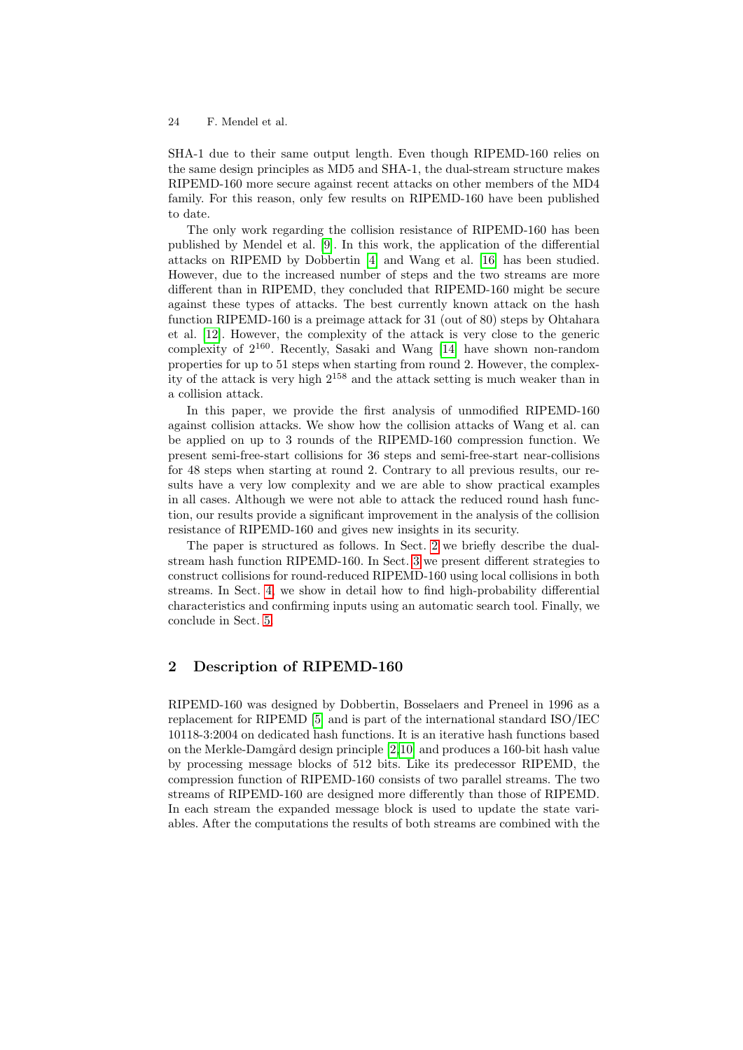SHA-1 due to their same output length. Even though RIPEMD-160 relies on the same design principles as MD5 and SHA-1, the dual-stream structure makes RIPEMD-160 more secure against recent attacks on other members of the MD4 family. For this reason, only few results on RIPEMD-160 have been published to date.

The only work regarding the collision resistance of RIPEMD-160 has been published by Mendel et al. [9]. In this work, the application of the differential attacks on RIPEMD by Dobbertin [4] and Wang et al. [16] has been studied. However, due to the increased number of steps and the two streams are more different than in RIPEMD, they concluded that RIPEMD-160 might be secure against these types of attacks. The best currently known attack on the hash function RIPEMD-160 is a preimage attack for 31 (out of 80) steps by Ohtahara et al. [12]. However, the complexity of the attack is very close to the generic complexity of $2^{160}$. Recently, Sasaki and Wang [14] have shown non-random properties for up to 51 steps when starting from round 2. However, the complexity of the attack is very high $2^{158}$ and the attack setting is much weaker than in a collision attack.

In this paper, we provide the first analysis of unmodified RIPEMD-160 against collision attacks. We show how the collision attacks of Wang et al. can be applied on up to 3 rounds of the RIPEMD-160 compression function. We present semi-free-start collisions for 36 steps and semi-free-start near-collisions for 48 steps when starting at round 2. Contrary to all previous results, our results have a very low complexity and we are able to show practical examples in all cases. Although we were not able to attack the reduced round hash function, our results provide a significant improvement in the analysis of the collision resistance of RIPEMD-160 and gives new insights in its security.

The paper is structured as follows. In Sect. 2 we briefly describe the dual-stream hash function RIPEMD-160. In Sect. 3 we present different strategies to construct collisions for round-reduced RIPEMD-160 using local collisions in both streams. In Sect. 4 we show in detail how to find high-probability differential characteristics and confirming inputs using an automatic search tool. Finally, we conclude in Sect. 5.

## 2 Description of RIPEMD-160

RIPEMD-160 was designed by Dobbertin, Bosselaers and Preneel in 1996 as a replacement for RIPEMD [5] and is part of the international standard ISO/IEC 10118-3:2004 on dedicated hash functions. It is an iterative hash functions based on the Merkle-Damgård design principle [2,10] and produces a 160-bit hash value by processing message blocks of 512 bits. Like its predecessor RIPEMD, the compression function of RIPEMD-160 consists of two parallel streams. The two streams of RIPEMD-160 are designed more differently than those of RIPEMD. In each stream the expanded message block is used to update the state variables. After the computations the results of both streams are combined with the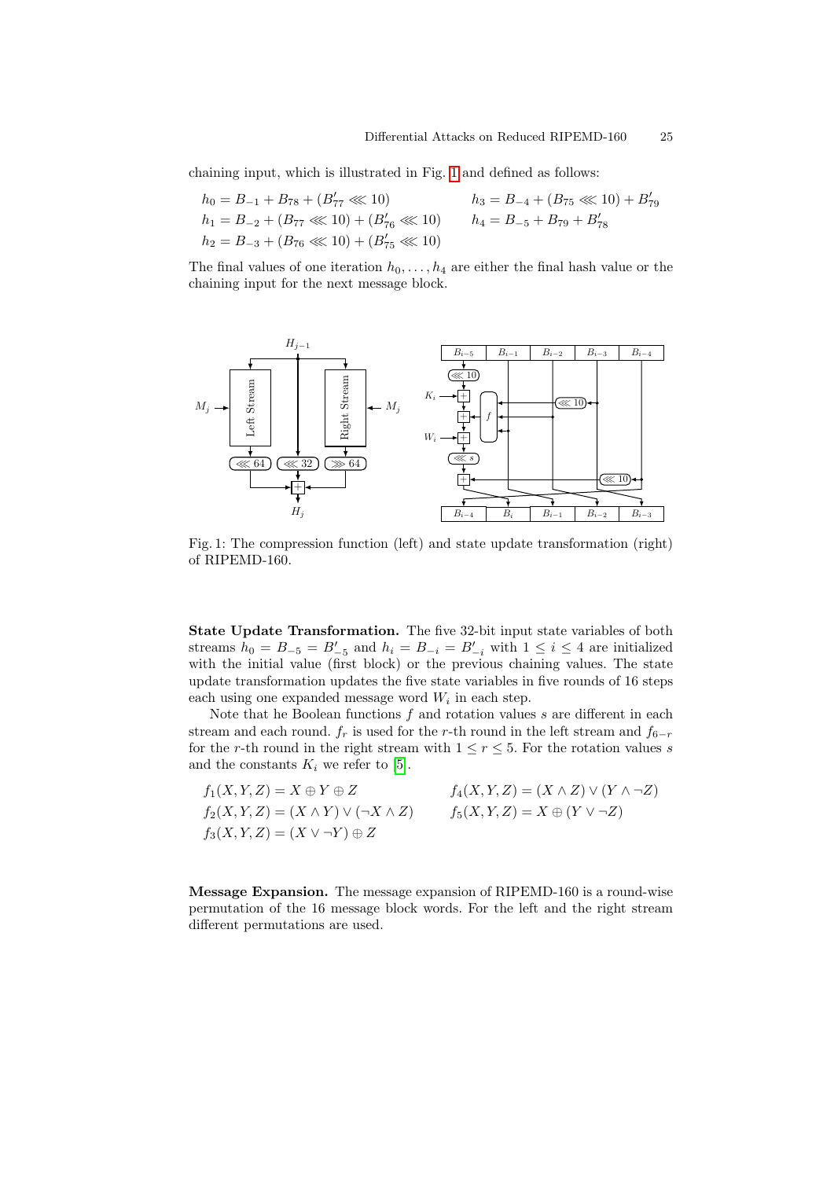chaining input, which is illustrated in Fig. 1 and defined as follows:

$$h_0 = B_{-1} + B_{78} + (B'_{77} \lll 10) \qquad h_3 = B_{-4} + (B_{75} \lll 10) + B'_{79}$$
$$h_1 = B_{-2} + (B_{77} \lll 10) + (B'_{76} \lll 10) \qquad h_4 = B_{-5} + B_{79} + B'_{78}$$
$$h_2 = B_{-3} + (B_{76} \lll 10) + (B'_{75} \lll 10)$$

The final values of one iteration $h_0, \ldots, h_4$ are either the final hash value or the chaining input for the next message block.

Fig. 1: The compression function (left) and state update transformation (right) of RIPEMD-160.

**State Update Transformation.** The five 32-bit input state variables of both streams $h_0 = B_{-5} = B'_{-5}$ and $h_i = B_{-i} = B'_{-i}$ with $1 \leq i \leq 4$ are initialized with the initial value (first block) or the previous chaining values. The state update transformation updates the five state variables in five rounds of 16 steps each using one expanded message word $W_i$ in each step.

Note that he Boolean functions $f$ and rotation values $s$ are different in each stream and each round. $f_r$ is used for the $r$-th round in the left stream and $f_{6-r}$ for the $r$-th round in the right stream with $1 \leq r \leq 5$. For the rotation values $s$ and the constants $K_i$ we refer to [5].

$$f_1(X, Y, Z) = X \oplus Y \oplus Z \qquad f_4(X, Y, Z) = (X \land Z) \lor (Y \land \neg Z)$$
$$f_2(X, Y, Z) = (X \land Y) \lor (\neg X \land Z) \qquad f_5(X, Y, Z) = X \oplus (Y \lor \neg Z)$$
$$f_3(X, Y, Z) = (X \lor \neg Y) \oplus Z$$

**Message Expansion.** The message expansion of RIPEMD-160 is a round-wise permutation of the 16 message block words. For the left and the right stream different permutations are used.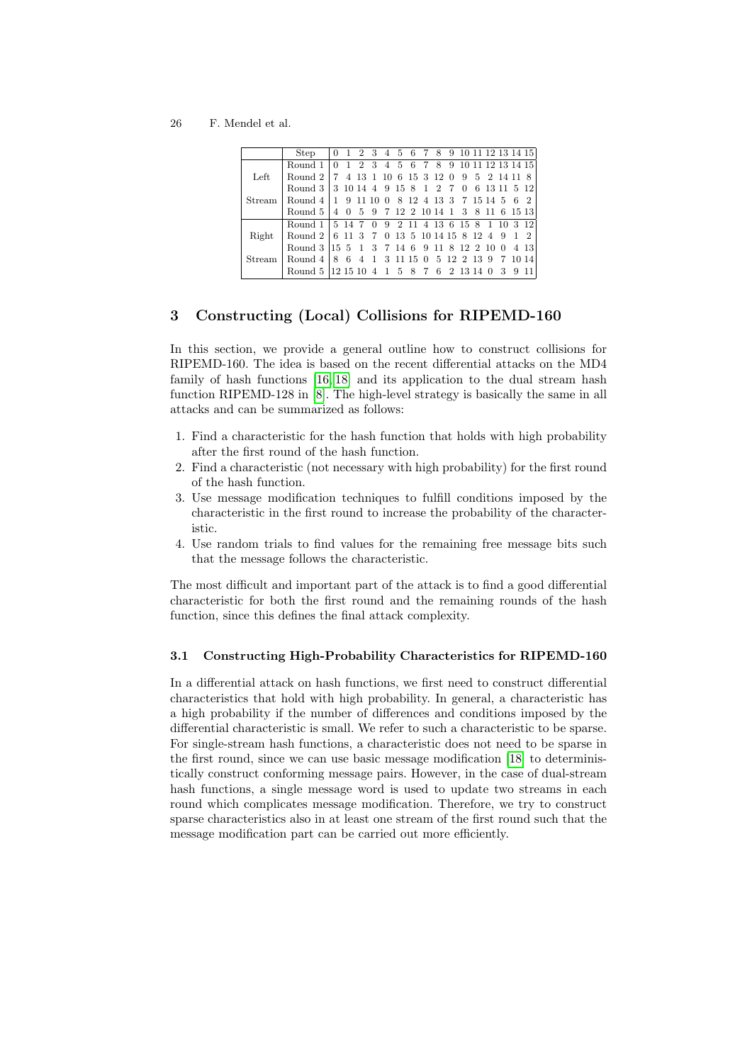| | Step | 0 | 1 | 2 | 3 | 4 | 5 | 6 | 7 | 8 | 9 | 10 | 11 | 12 | 13 | 14 | 15 |
|---|---|---|---|---|---|---|---|---|---|---|---|---|---|---|---|---|---|
| | Round 1 | 0 | 1 | 2 | 3 | 4 | 5 | 6 | 7 | 8 | 9 | 10 | 11 | 12 | 13 | 14 | 15 |
| Left | Round 2 | 7 | 4 | 13 | 1 | 10 | 6 | 15 | 3 | 12 | 0 | 9 | 5 | 2 | 14 | 11 | 8 |
| | Round 3 | 3 | 10 | 14 | 4 | 9 | 15 | 8 | 1 | 2 | 7 | 0 | 6 | 13 | 11 | 5 | 12 |
| Stream | Round 4 | 1 | 9 | 11 | 10 | 0 | 8 | 12 | 4 | 13 | 3 | 7 | 15 | 14 | 5 | 6 | 2 |
| | Round 5 | 4 | 0 | 5 | 9 | 7 | 12 | 2 | 10 | 14 | 1 | 3 | 8 | 11 | 6 | 15 | 13 |
| | Round 1 | 5 | 14 | 7 | 0 | 9 | 2 | 11 | 4 | 13 | 6 | 15 | 8 | 1 | 10 | 3 | 12 |
| Right | Round 2 | 6 | 11 | 3 | 7 | 0 | 13 | 5 | 10 | 14 | 15 | 8 | 12 | 4 | 9 | 1 | 2 |
| | Round 3 | 15 | 5 | 1 | 3 | 7 | 14 | 6 | 9 | 11 | 8 | 12 | 2 | 10 | 0 | 4 | 13 |
| Stream | Round 4 | 8 | 6 | 4 | 1 | 3 | 11 | 15 | 0 | 5 | 12 | 2 | 13 | 9 | 7 | 10 | 14 |
| | Round 5 | 12 | 15 | 10 | 4 | 1 | 5 | 8 | 7 | 6 | 2 | 13 | 14 | 0 | 3 | 9 | 11 |

## 3 Constructing (Local) Collisions for RIPEMD-160

In this section, we provide a general outline how to construct collisions for RIPEMD-160. The idea is based on the recent differential attacks on the MD4 family of hash functions [16,18] and its application to the dual stream hash function RIPEMD-128 in [8]. The high-level strategy is basically the same in all attacks and can be summarized as follows:

1. Find a characteristic for the hash function that holds with high probability after the first round of the hash function.
2. Find a characteristic (not necessary with high probability) for the first round of the hash function.
3. Use message modification techniques to fulfill conditions imposed by the characteristic in the first round to increase the probability of the characteristic.
4. Use random trials to find values for the remaining free message bits such that the message follows the characteristic.

The most difficult and important part of the attack is to find a good differential characteristic for both the first round and the remaining rounds of the hash function, since this defines the final attack complexity.

### 3.1 Constructing High-Probability Characteristics for RIPEMD-160

In a differential attack on hash functions, we first need to construct differential characteristics that hold with high probability. In general, a characteristic has a high probability if the number of differences and conditions imposed by the differential characteristic is small. We refer to such a characteristic to be sparse. For single-stream hash functions, a characteristic does not need to be sparse in the first round, since we can use basic message modification [18] to deterministically construct conforming message pairs. However, in the case of dual-stream hash functions, a single message word is used to update two streams in each round which complicates message modification. Therefore, we try to construct sparse characteristics also in at least one stream of the first round such that the message modification part can be carried out more efficiently.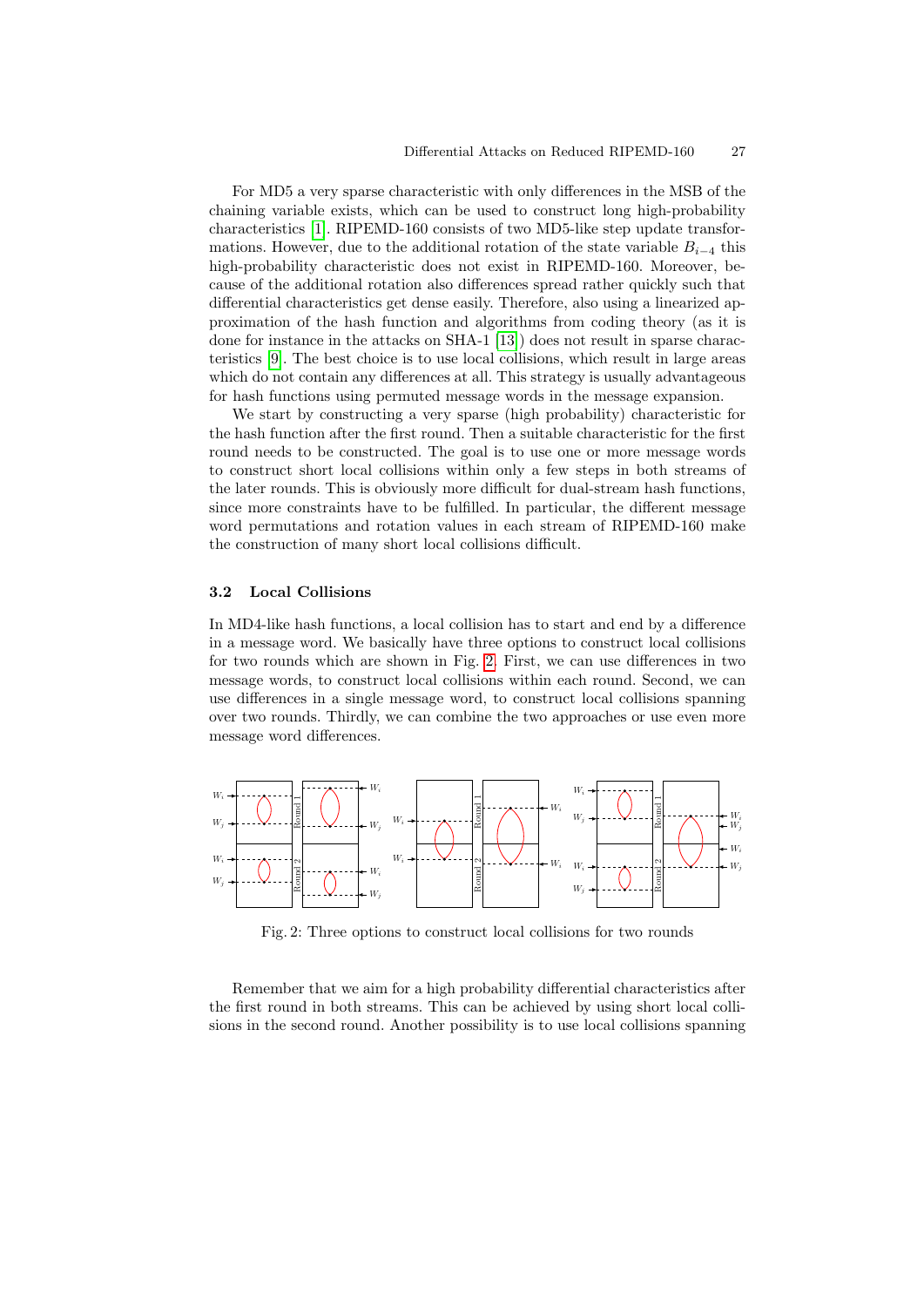For MD5 a very sparse characteristic with only differences in the MSB of the chaining variable exists, which can be used to construct long high-probability characteristics [1]. RIPEMD-160 consists of two MD5-like step update transformations. However, due to the additional rotation of the state variable $B_{i-4}$ this high-probability characteristic does not exist in RIPEMD-160. Moreover, because of the additional rotation also differences spread rather quickly such that differential characteristics get dense easily. Therefore, also using a linearized approximation of the hash function and algorithms from coding theory (as it is done for instance in the attacks on SHA-1 [13]) does not result in sparse characteristics [9]. The best choice is to use local collisions, which result in large areas which do not contain any differences at all. This strategy is usually advantageous for hash functions using permuted message words in the message expansion.

We start by constructing a very sparse (high probability) characteristic for the hash function after the first round. Then a suitable characteristic for the first round needs to be constructed. The goal is to use one or more message words to construct short local collisions within only a few steps in both streams of the later rounds. This is obviously more difficult for dual-stream hash functions, since more constraints have to be fulfilled. In particular, the different message word permutations and rotation values in each stream of RIPEMD-160 make the construction of many short local collisions difficult.

### 3.2 Local Collisions

In MD4-like hash functions, a local collision has to start and end by a difference in a message word. We basically have three options to construct local collisions for two rounds which are shown in Fig. 2. First, we can use differences in two message words, to construct local collisions within each round. Second, we can use differences in a single message word, to construct local collisions spanning over two rounds. Thirdly, we can combine the two approaches or use even more message word differences.

Fig. 2: Three options to construct local collisions for two rounds

Remember that we aim for a high probability differential characteristics after the first round in both streams. This can be achieved by using short local collisions in the second round. Another possibility is to use local collisions spanning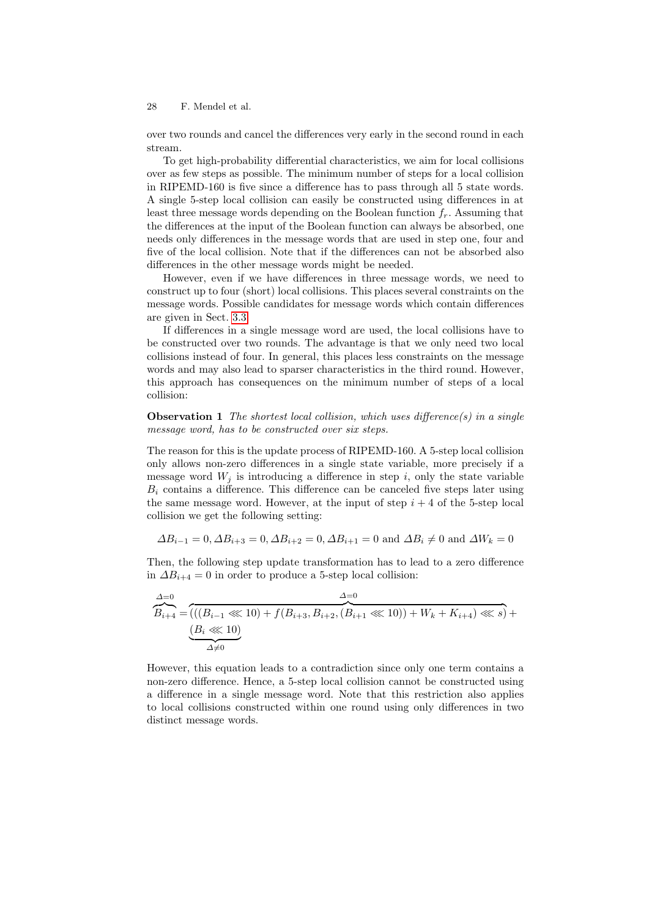over two rounds and cancel the differences very early in the second round in each stream.

To get high-probability differential characteristics, we aim for local collisions over as few steps as possible. The minimum number of steps for a local collision in RIPEMD-160 is five since a difference has to pass through all 5 state words. A single 5-step local collision can easily be constructed using differences in at least three message words depending on the Boolean function $f_r$. Assuming that the differences at the input of the Boolean function can always be absorbed, one needs only differences in the message words that are used in step one, four and five of the local collision. Note that if the differences can not be absorbed also differences in the other message words might be needed.

However, even if we have differences in three message words, we need to construct up to four (short) local collisions. This places several constraints on the message words. Possible candidates for message words which contain differences are given in Sect. 3.3.

If differences in a single message word are used, the local collisions have to be constructed over two rounds. The advantage is that we only need two local collisions instead of four. In general, this places less constraints on the message words and may also lead to sparser characteristics in the third round. However, this approach has consequences on the minimum number of steps of a local collision:

**Observation 1** *The shortest local collision, which uses difference(s) in a single message word, has to be constructed over six steps.*

The reason for this is the update process of RIPEMD-160. A 5-step local collision only allows non-zero differences in a single state variable, more precisely if a message word $W_j$ is introducing a difference in step $i$, only the state variable $B_i$ contains a difference. This difference can be canceled five steps later using the same message word. However, at the input of step $i+4$ of the 5-step local collision we get the following setting:

$$\Delta B_{i-1} = 0, \Delta B_{i+3} = 0, \Delta B_{i+2} = 0, \Delta B_{i+1} = 0 \text{ and } \Delta B_i \neq 0 \text{ and } \Delta W_k = 0$$

Then, the following step update transformation has to lead to a zero difference in $\Delta B_{i+4} = 0$ in order to produce a 5-step local collision:

$$\overbrace{B_{i+4}}^{\Delta=0} = \overbrace{(((B_{i-1} \lll 10) + f(B_{i+3}, B_{i+2}, (B_{i+1} \lll 10)) + W_k + K_{i+4}) \lll s)}^{\Delta=0} + \underbrace{(B_i \lll 10)}_{\Delta \neq 0}$$

However, this equation leads to a contradiction since only one term contains a non-zero difference. Hence, a 5-step local collision cannot be constructed using a difference in a single message word. Note that this restriction also applies to local collisions constructed within one round using only differences in two distinct message words.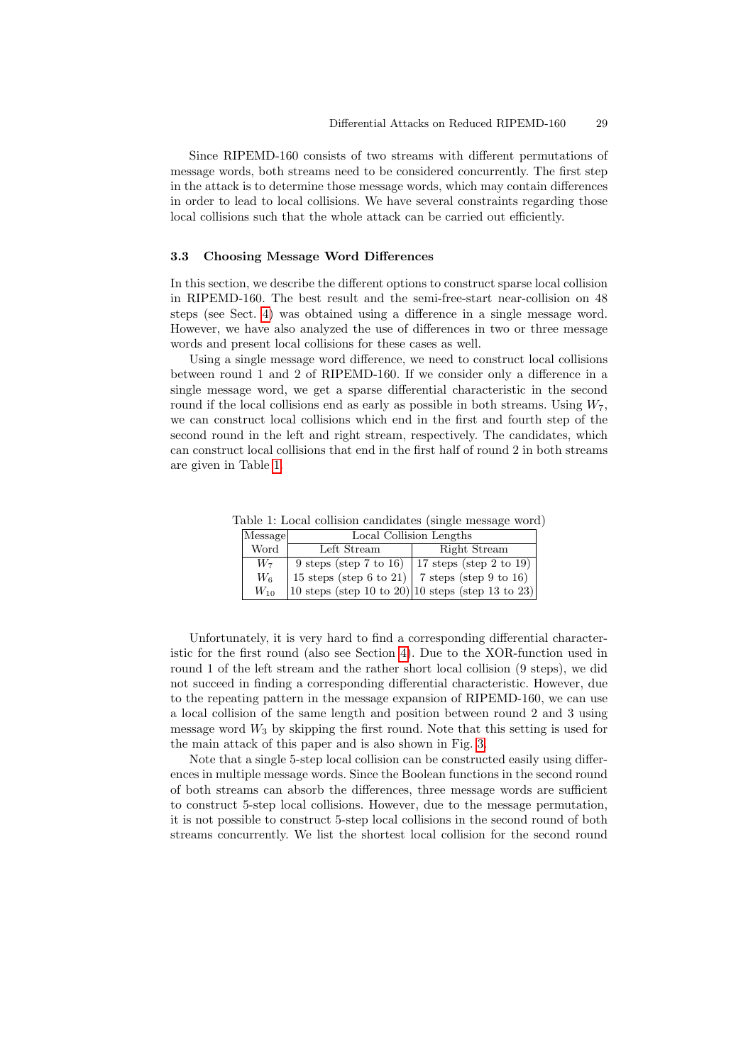Since RIPEMD-160 consists of two streams with different permutations of message words, both streams need to be considered concurrently. The first step in the attack is to determine those message words, which may contain differences in order to lead to local collisions. We have several constraints regarding those local collisions such that the whole attack can be carried out efficiently.

### 3.3 Choosing Message Word Differences

In this section, we describe the different options to construct sparse local collision in RIPEMD-160. The best result and the semi-free-start near-collision on 48 steps (see Sect. 4) was obtained using a difference in a single message word. However, we have also analyzed the use of differences in two or three message words and present local collisions for these cases as well.

Using a single message word difference, we need to construct local collisions between round 1 and 2 of RIPEMD-160. If we consider only a difference in a single message word, we get a sparse differential characteristic in the second round if the local collisions end as early as possible in both streams. Using $W_7$, we can construct local collisions which end in the first and fourth step of the second round in the left and right stream, respectively. The candidates, which can construct local collisions that end in the first half of round 2 in both streams are given in Table 1.

Table 1: Local collision candidates (single message word)

| Message Word | Local Collision Lengths | |
|---|---|---|
| | Left Stream | Right Stream |
| $W_7$ | 9 steps (step 7 to 16) | 17 steps (step 2 to 19) |
| $W_6$ | 15 steps (step 6 to 21) | 7 steps (step 9 to 16) |
| $W_{10}$ | 10 steps (step 10 to 20) | 10 steps (step 13 to 23) |

Unfortunately, it is very hard to find a corresponding differential characteristic for the first round (also see Section 4). Due to the XOR-function used in round 1 of the left stream and the rather short local collision (9 steps), we did not succeed in finding a corresponding differential characteristic. However, due to the repeating pattern in the message expansion of RIPEMD-160, we can use a local collision of the same length and position between round 2 and 3 using message word $W_3$ by skipping the first round. Note that this setting is used for the main attack of this paper and is also shown in Fig. 3.

Note that a single 5-step local collision can be constructed easily using differences in multiple message words. Since the Boolean functions in the second round of both streams can absorb the differences, three message words are sufficient to construct 5-step local collisions. However, due to the message permutation, it is not possible to construct 5-step local collisions in the second round of both streams concurrently. We list the shortest local collision for the second round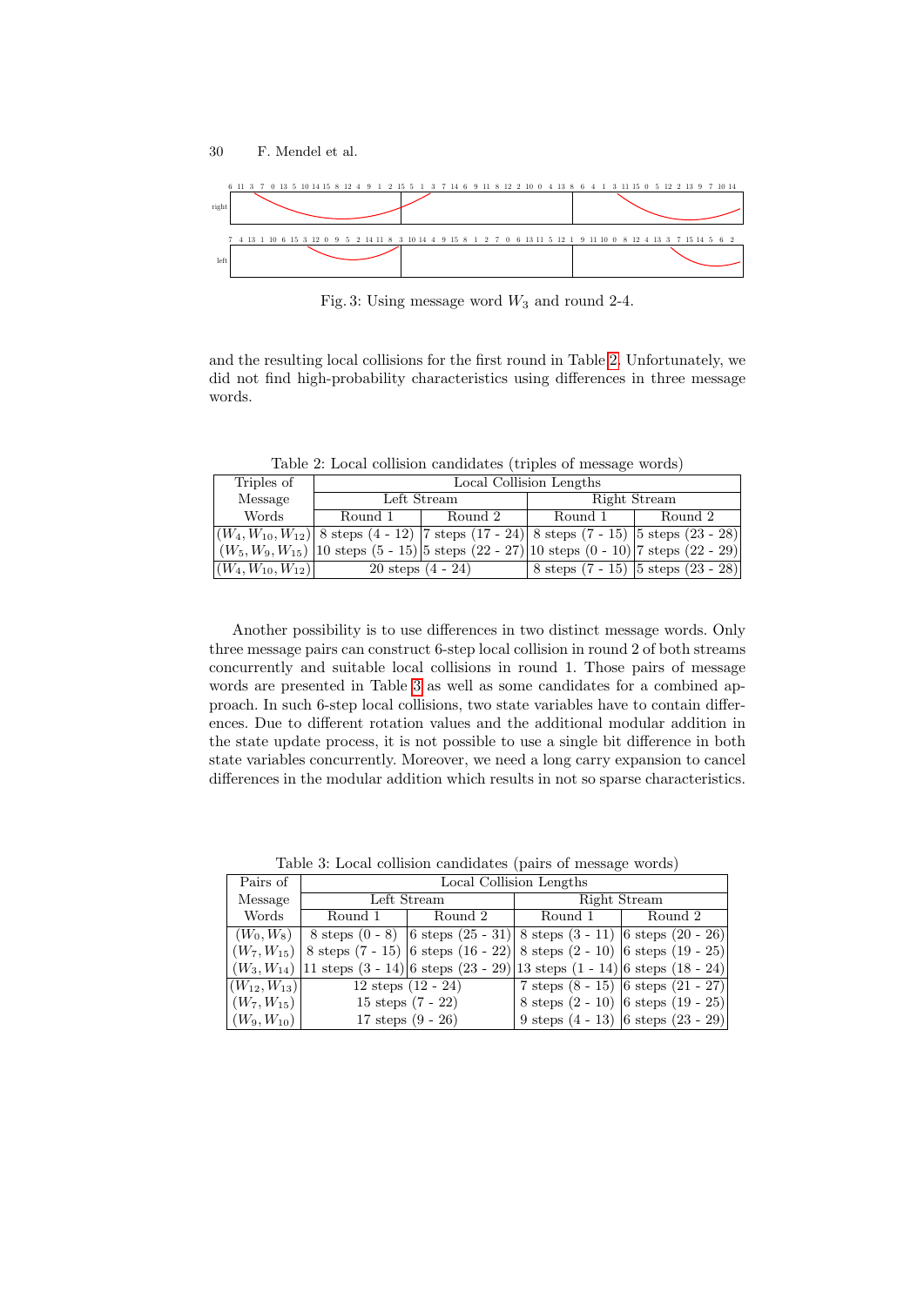Fig. 3: Using message word $W_3$ and round 2-4.

and the resulting local collisions for the first round in Table 2. Unfortunately, we did not find high-probability characteristics using differences in three message words.

Table 2: Local collision candidates (triples of message words)

| Triples of Message Words | Local Collision Lengths | | | |
|---|---|---|---|---|
| | Left Stream | | Right Stream | |
| | Round 1 | Round 2 | Round 1 | Round 2 |
| $(W_4, W_{10}, W_{12})$ | 8 steps (4 - 12) | 7 steps (17 - 24) | 8 steps (7 - 15) | 5 steps (23 - 28) |
| $(W_5, W_9, W_{15})$ | 10 steps (5 - 15) | 5 steps (22 - 27) | 10 steps (0 - 10) | 7 steps (22 - 29) |
| $(W_4, W_{10}, W_{12})$ | 20 steps (4 - 24) | | 8 steps (7 - 15) | 5 steps (23 - 28) |

Another possibility is to use differences in two distinct message words. Only three message pairs can construct 6-step local collision in round 2 of both streams concurrently and suitable local collisions in round 1. Those pairs of message words are presented in Table 3 as well as some candidates for a combined approach. In such 6-step local collisions, two state variables have to contain differences. Due to different rotation values and the additional modular addition in the state update process, it is not possible to use a single bit difference in both state variables concurrently. Moreover, we need a long carry expansion to cancel differences in the modular addition which results in not so sparse characteristics.

Table 3: Local collision candidates (pairs of message words)

| Pairs of Message Words | Local Collision Lengths | | | |
|---|---|---|---|---|
| | Left Stream | | Right Stream | |
| | Round 1 | Round 2 | Round 1 | Round 2 |
| $(W_0, W_8)$ | 8 steps (0 - 8) | 6 steps (25 - 31) | 8 steps (3 - 11) | 6 steps (20 - 26) |
| $(W_7, W_{15})$ | 8 steps (7 - 15) | 6 steps (16 - 22) | 8 steps (2 - 10) | 6 steps (19 - 25) |
| $(W_3, W_{14})$ | 11 steps (3 - 14) | 6 steps (23 - 29) | 13 steps (1 - 14) | 6 steps (18 - 24) |
| $(W_{12}, W_{13})$ | 12 steps (12 - 24) | | 7 steps (8 - 15) | 6 steps (21 - 27) |
| $(W_7, W_{15})$ | 15 steps (7 - 22) | | 8 steps (2 - 10) | 6 steps (19 - 25) |
| $(W_9, W_{10})$ | 17 steps (9 - 26) | | 9 steps (4 - 13) | 6 steps (23 - 29) |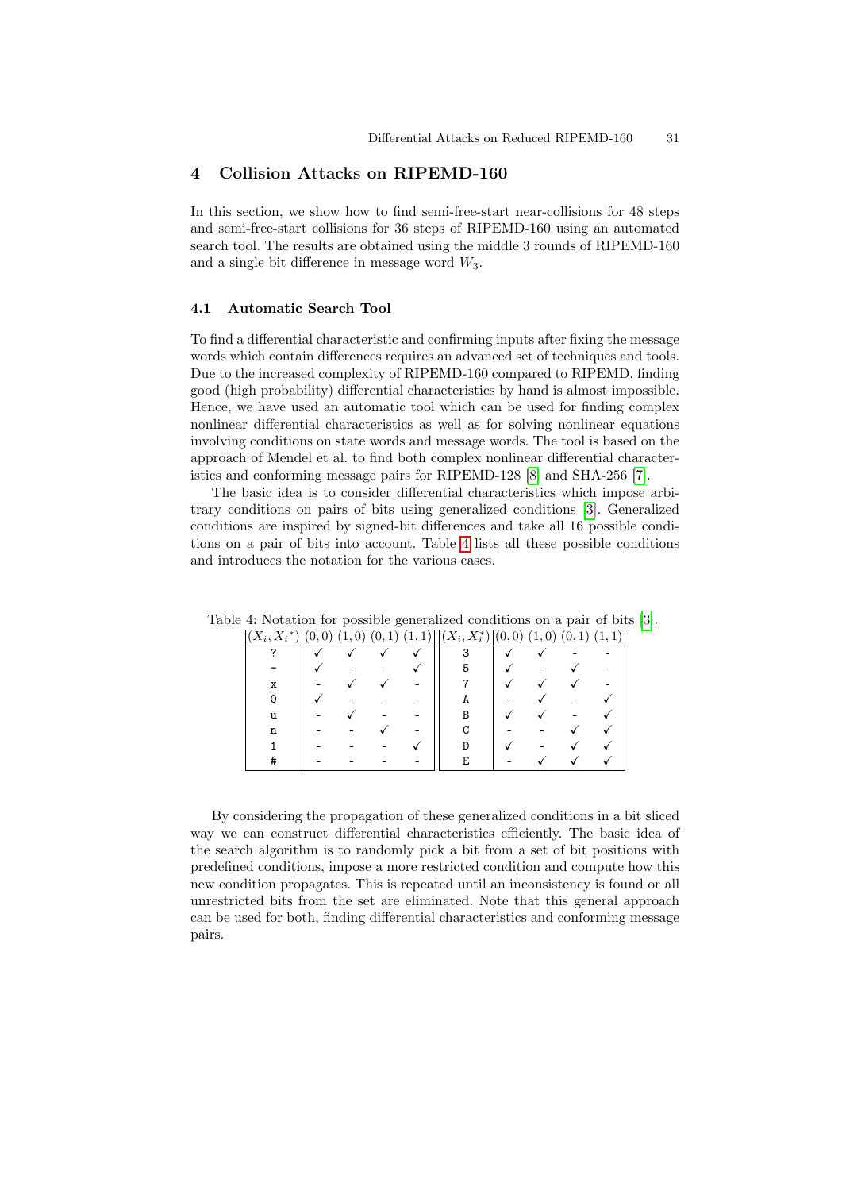## 4 Collision Attacks on RIPEMD-160

In this section, we show how to find semi-free-start near-collisions for 48 steps and semi-free-start collisions for 36 steps of RIPEMD-160 using an automated search tool. The results are obtained using the middle 3 rounds of RIPEMD-160 and a single bit difference in message word $W_3$.

### 4.1 Automatic Search Tool

To find a differential characteristic and confirming inputs after fixing the message words which contain differences requires an advanced set of techniques and tools. Due to the increased complexity of RIPEMD-160 compared to RIPEMD, finding good (high probability) differential characteristics by hand is almost impossible. Hence, we have used an automatic tool which can be used for finding complex nonlinear differential characteristics as well as for solving nonlinear equations involving conditions on state words and message words. The tool is based on the approach of Mendel et al. to find both complex nonlinear differential characteristics and conforming message pairs for RIPEMD-128 [8] and SHA-256 [7].

The basic idea is to consider differential characteristics which impose arbitrary conditions on pairs of bits using generalized conditions [3]. Generalized conditions are inspired by signed-bit differences and take all 16 possible conditions on a pair of bits into account. Table 4 lists all these possible conditions and introduces the notation for the various cases.

Table 4: Notation for possible generalized conditions on a pair of bits [3].

| $(X_i, X_i^*)$ | (0,0) | (1,0) | (0,1) | (1,1) | $(X_i, X_i^*)$ | (0,0) | (1,0) | (0,1) | (1,1) |
|---|---|---|---|---|---|---|---|---|---|
| ? | ✓ | ✓ | ✓ | ✓ | 3 | ✓ | ✓ | - | - |
| - | ✓ | - | - | ✓ | 5 | ✓ | - | ✓ | - |
| x | - | ✓ | ✓ | - | 7 | ✓ | ✓ | ✓ | - |
| 0 | ✓ | - | - | - | A | - | ✓ | - | ✓ |
| u | - | ✓ | - | - | B | ✓ | ✓ | - | ✓ |
| n | - | - | ✓ | - | C | - | - | ✓ | ✓ |
| 1 | - | - | - | ✓ | D | ✓ | - | ✓ | ✓ |
| # | - | - | - | - | E | - | ✓ | ✓ | ✓ |

By considering the propagation of these generalized conditions in a bit sliced way we can construct differential characteristics efficiently. The basic idea of the search algorithm is to randomly pick a bit from a set of bit positions with predefined conditions, impose a more restricted condition and compute how this new condition propagates. This is repeated until an inconsistency is found or all unrestricted bits from the set are eliminated. Note that this general approach can be used for both, finding differential characteristics and conforming message pairs.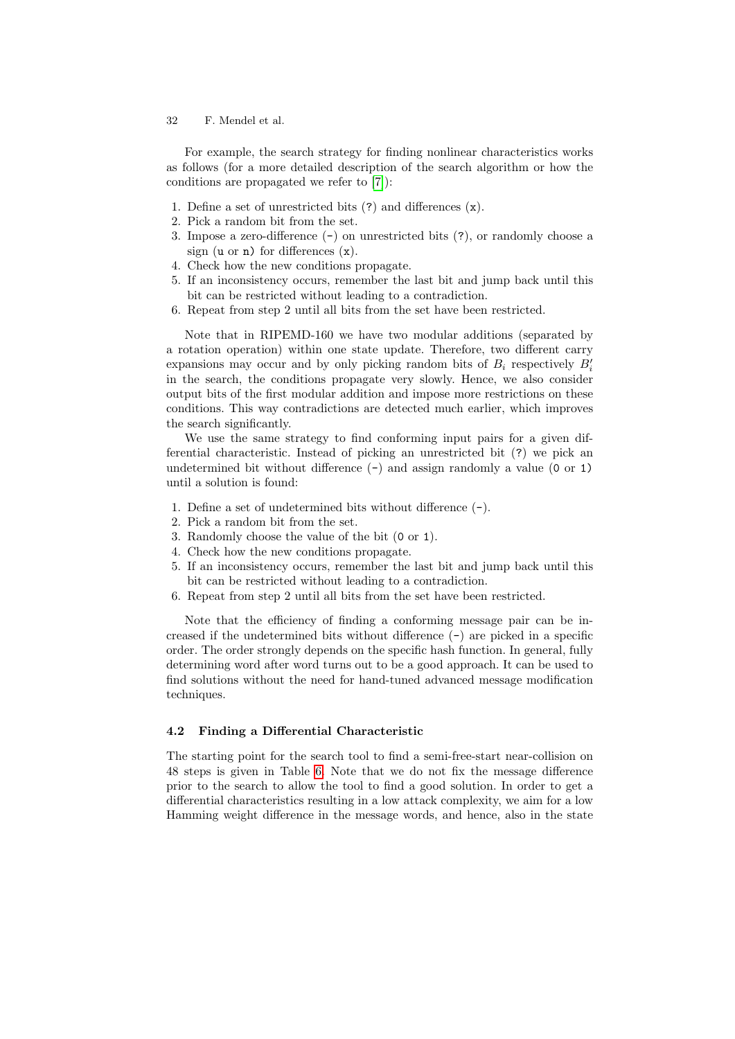For example, the search strategy for finding nonlinear characteristics works as follows (for a more detailed description of the search algorithm or how the conditions are propagated we refer to [7]):

1. Define a set of unrestricted bits (`?`) and differences (`x`).
2. Pick a random bit from the set.
3. Impose a zero-difference (`-`) on unrestricted bits (`?`), or randomly choose a sign (`u` or `n`) for differences (`x`).
4. Check how the new conditions propagate.
5. If an inconsistency occurs, remember the last bit and jump back until this bit can be restricted without leading to a contradiction.
6. Repeat from step 2 until all bits from the set have been restricted.

Note that in RIPEMD-160 we have two modular additions (separated by a rotation operation) within one state update. Therefore, two different carry expansions may occur and by only picking random bits of $B_i$ respectively $B'_i$ in the search, the conditions propagate very slowly. Hence, we also consider output bits of the first modular addition and impose more restrictions on these conditions. This way contradictions are detected much earlier, which improves the search significantly.

We use the same strategy to find conforming input pairs for a given differential characteristic. Instead of picking an unrestricted bit (`?`) we pick an undetermined bit without difference (`-`) and assign randomly a value (`0` or `1`) until a solution is found:

1. Define a set of undetermined bits without difference (`-`).
2. Pick a random bit from the set.
3. Randomly choose the value of the bit (`0` or `1`).
4. Check how the new conditions propagate.
5. If an inconsistency occurs, remember the last bit and jump back until this bit can be restricted without leading to a contradiction.
6. Repeat from step 2 until all bits from the set have been restricted.

Note that the efficiency of finding a conforming message pair can be increased if the undetermined bits without difference (`-`) are picked in a specific order. The order strongly depends on the specific hash function. In general, fully determining word after word turns out to be a good approach. It can be used to find solutions without the need for hand-tuned advanced message modification techniques.

### 4.2 Finding a Differential Characteristic

The starting point for the search tool to find a semi-free-start near-collision on 48 steps is given in Table 6. Note that we do not fix the message difference prior to the search to allow the tool to find a good solution. In order to get a differential characteristics resulting in a low attack complexity, we aim for a low Hamming weight difference in the message words, and hence, also in the state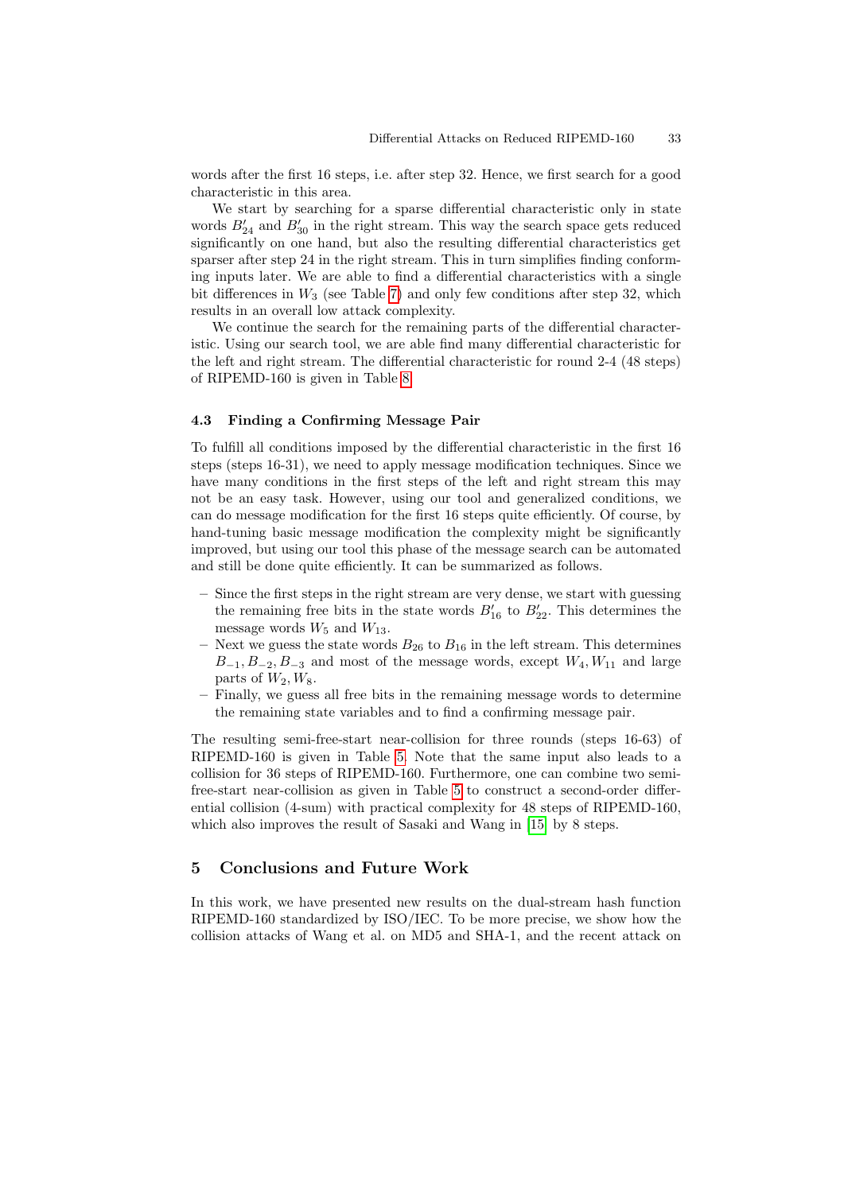words after the first 16 steps, i.e. after step 32. Hence, we first search for a good characteristic in this area.

We start by searching for a sparse differential characteristic only in state words $B'_{24}$ and $B'_{30}$ in the right stream. This way the search space gets reduced significantly on one hand, but also the resulting differential characteristics get sparser after step 24 in the right stream. This in turn simplifies finding conforming inputs later. We are able to find a differential characteristics with a single bit differences in $W_3$ (see Table 7) and only few conditions after step 32, which results in an overall low attack complexity.

We continue the search for the remaining parts of the differential characteristic. Using our search tool, we are able find many differential characteristic for the left and right stream. The differential characteristic for round 2-4 (48 steps) of RIPEMD-160 is given in Table 8.

### 4.3 Finding a Confirming Message Pair

To fulfill all conditions imposed by the differential characteristic in the first 16 steps (steps 16-31), we need to apply message modification techniques. Since we have many conditions in the first steps of the left and right stream this may not be an easy task. However, using our tool and generalized conditions, we can do message modification for the first 16 steps quite efficiently. Of course, by hand-tuning basic message modification the complexity might be significantly improved, but using our tool this phase of the message search can be automated and still be done quite efficiently. It can be summarized as follows.

- Since the first steps in the right stream are very dense, we start with guessing the remaining free bits in the state words $B'_{16}$ to $B'_{22}$. This determines the message words $W_5$ and $W_{13}$.
- Next we guess the state words $B_{26}$ to $B_{16}$ in the left stream. This determines $B_{-1}, B_{-2}, B_{-3}$ and most of the message words, except $W_4, W_{11}$ and large parts of $W_2, W_8$.
- Finally, we guess all free bits in the remaining message words to determine the remaining state variables and to find a confirming message pair.

The resulting semi-free-start near-collision for three rounds (steps 16-63) of RIPEMD-160 is given in Table 5. Note that the same input also leads to a collision for 36 steps of RIPEMD-160. Furthermore, one can combine two semi-free-start near-collision as given in Table 5 to construct a second-order differential collision (4-sum) with practical complexity for 48 steps of RIPEMD-160, which also improves the result of Sasaki and Wang in [15] by 8 steps.

## 5 Conclusions and Future Work

In this work, we have presented new results on the dual-stream hash function RIPEMD-160 standardized by ISO/IEC. To be more precise, we show how the collision attacks of Wang et al. on MD5 and SHA-1, and the recent attack on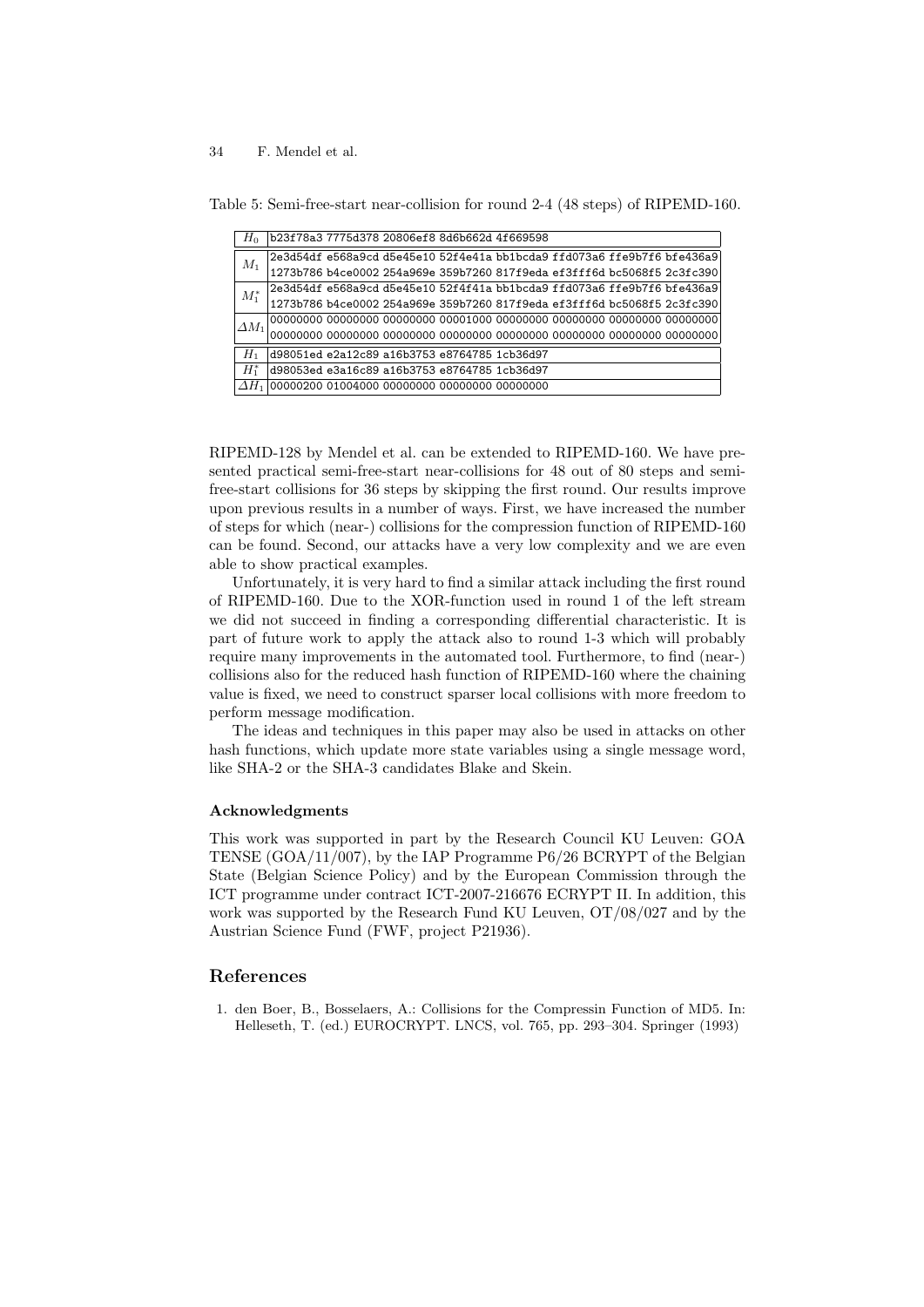Table 5: Semi-free-start near-collision for round 2-4 (48 steps) of RIPEMD-160.

| | |
|---|---|
| $H_0$ | b23f78a3 7775d378 20806ef8 8d6b662d 4f669598 |
| $M_1$ | 2e3d54df e568a9cd d5e45e10 52f4e41a bb1bcda9 ffd073a6 ffe9b7f6 bfe436a9 |
| | 1273b786 b4ce0002 254a969e 359b7260 817f9eda ef3fff6d bc5068f5 2c3fc390 |
| $M_1^*$ | 2e3d54df e568a9cd d5e45e10 52f4f41a bb1bcda9 ffd073a6 ffe9b7f6 bfe436a9 |
| | 1273b786 b4ce0002 254a969e 359b7260 817f9eda ef3fff6d bc5068f5 2c3fc390 |
| $\Delta M_1$ | 00000000 00000000 00000000 00001000 00000000 00000000 00000000 00000000 |
| | 00000000 00000000 00000000 00000000 00000000 00000000 00000000 00000000 |
| $H_1$ | d98051ed e2a12c89 a16b3753 e8764785 1cb36d97 |
| $H_1^*$ | d98053ed e3a16c89 a16b3753 e8764785 1cb36d97 |
| $\Delta H_1$ | 00000200 01004000 00000000 00000000 00000000 |

RIPEMD-128 by Mendel et al. can be extended to RIPEMD-160. We have presented practical semi-free-start near-collisions for 48 out of 80 steps and semi-free-start collisions for 36 steps by skipping the first round. Our results improve upon previous results in a number of ways. First, we have increased the number of steps for which (near-) collisions for the compression function of RIPEMD-160 can be found. Second, our attacks have a very low complexity and we are even able to show practical examples.

Unfortunately, it is very hard to find a similar attack including the first round of RIPEMD-160. Due to the XOR-function used in round 1 of the left stream we did not succeed in finding a corresponding differential characteristic. It is part of future work to apply the attack also to round 1-3 which will probably require many improvements in the automated tool. Furthermore, to find (near-) collisions also for the reduced hash function of RIPEMD-160 where the chaining value is fixed, we need to construct sparser local collisions with more freedom to perform message modification.

The ideas and techniques in this paper may also be used in attacks on other hash functions, which update more state variables using a single message word, like SHA-2 or the SHA-3 candidates Blake and Skein.

### Acknowledgments

This work was supported in part by the Research Council KU Leuven: GOA TENSE (GOA/11/007), by the IAP Programme P6/26 BCRYPT of the Belgian State (Belgian Science Policy) and by the European Commission through the ICT programme under contract ICT-2007-216676 ECRYPT II. In addition, this work was supported by the Research Fund KU Leuven, OT/08/027 and by the Austrian Science Fund (FWF, project P21936).

## References

1. den Boer, B., Bosselaers, A.: Collisions for the Compressin Function of MD5. In: Helleseth, T. (ed.) EUROCRYPT. LNCS, vol. 765, pp. 293–304. Springer (1993)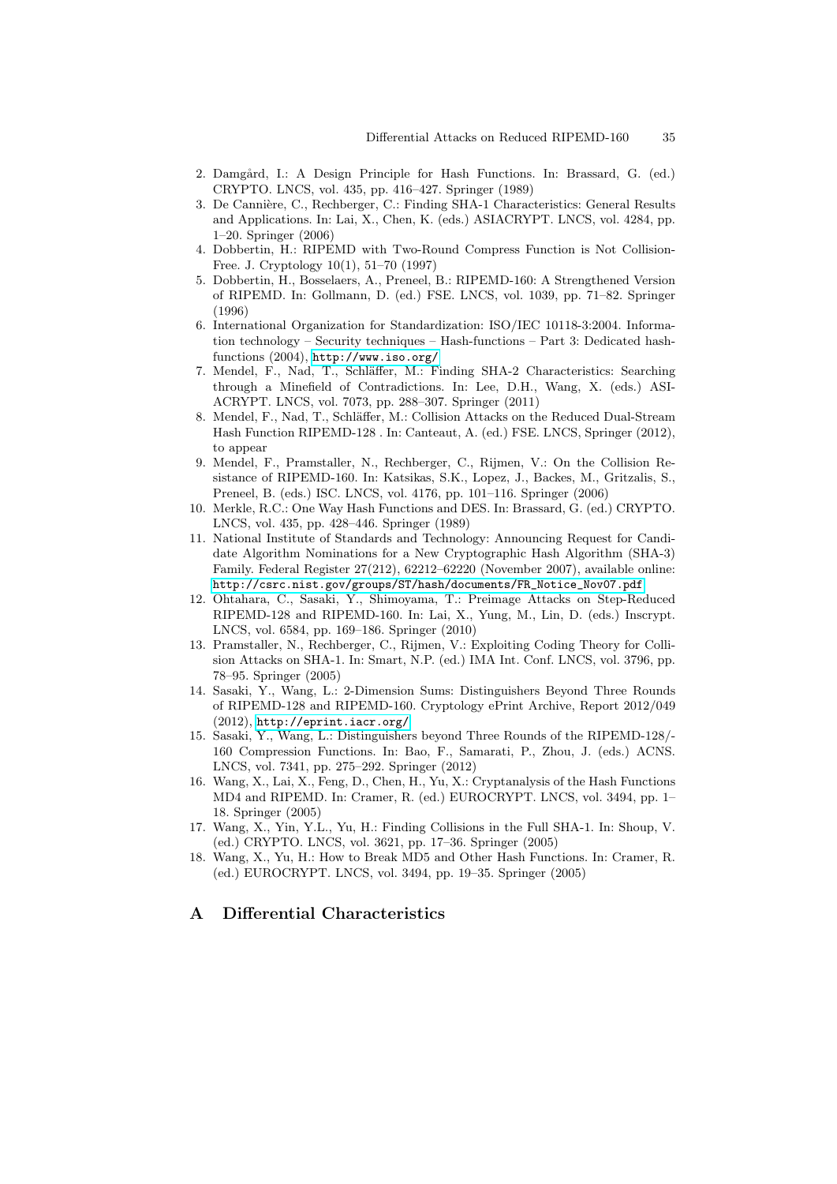2. Damgård, I.: A Design Principle for Hash Functions. In: Brassard, G. (ed.) CRYPTO. LNCS, vol. 435, pp. 416–427. Springer (1989)
3. De Cannière, C., Rechberger, C.: Finding SHA-1 Characteristics: General Results and Applications. In: Lai, X., Chen, K. (eds.) ASIACRYPT. LNCS, vol. 4284, pp. 1–20. Springer (2006)
4. Dobbertin, H.: RIPEMD with Two-Round Compress Function is Not Collision-Free. J. Cryptology 10(1), 51–70 (1997)
5. Dobbertin, H., Bosselaers, A., Preneel, B.: RIPEMD-160: A Strengthened Version of RIPEMD. In: Gollmann, D. (ed.) FSE. LNCS, vol. 1039, pp. 71–82. Springer (1996)
6. International Organization for Standardization: ISO/IEC 10118-3:2004. Information technology – Security techniques – Hash-functions – Part 3: Dedicated hash-functions (2004), http://www.iso.org/
7. Mendel, F., Nad, T., Schläffer, M.: Finding SHA-2 Characteristics: Searching through a Minefield of Contradictions. In: Lee, D.H., Wang, X. (eds.) ASIACRYPT. LNCS, vol. 7073, pp. 288–307. Springer (2011)
8. Mendel, F., Nad, T., Schläffer, M.: Collision Attacks on the Reduced Dual-Stream Hash Function RIPEMD-128 . In: Canteaut, A. (ed.) FSE. LNCS, Springer (2012), to appear
9. Mendel, F., Pramstaller, N., Rechberger, C., Rijmen, V.: On the Collision Resistance of RIPEMD-160. In: Katsikas, S.K., Lopez, J., Backes, M., Gritzalis, S., Preneel, B. (eds.) ISC. LNCS, vol. 4176, pp. 101–116. Springer (2006)
10. Merkle, R.C.: One Way Hash Functions and DES. In: Brassard, G. (ed.) CRYPTO. LNCS, vol. 435, pp. 428–446. Springer (1989)
11. National Institute of Standards and Technology: Announcing Request for Candidate Algorithm Nominations for a New Cryptographic Hash Algorithm (SHA-3) Family. Federal Register 27(212), 62212–62220 (November 2007), available online: http://csrc.nist.gov/groups/ST/hash/documents/FR_Notice_Nov07.pdf
12. Ohtahara, C., Sasaki, Y., Shimoyama, T.: Preimage Attacks on Step-Reduced RIPEMD-128 and RIPEMD-160. In: Lai, X., Yung, M., Lin, D. (eds.) Inscrypt. LNCS, vol. 6584, pp. 169–186. Springer (2010)
13. Pramstaller, N., Rechberger, C., Rijmen, V.: Exploiting Coding Theory for Collision Attacks on SHA-1. In: Smart, N.P. (ed.) IMA Int. Conf. LNCS, vol. 3796, pp. 78–95. Springer (2005)
14. Sasaki, Y., Wang, L.: 2-Dimension Sums: Distinguishers Beyond Three Rounds of RIPEMD-128 and RIPEMD-160. Cryptology ePrint Archive, Report 2012/049 (2012), http://eprint.iacr.org/
15. Sasaki, Y., Wang, L.: Distinguishers beyond Three Rounds of the RIPEMD-128/-160 Compression Functions. In: Bao, F., Samarati, P., Zhou, J. (eds.) ACNS. LNCS, vol. 7341, pp. 275–292. Springer (2012)
16. Wang, X., Lai, X., Feng, D., Chen, H., Yu, X.: Cryptanalysis of the Hash Functions MD4 and RIPEMD. In: Cramer, R. (ed.) EUROCRYPT. LNCS, vol. 3494, pp. 1–18. Springer (2005)
17. Wang, X., Yin, Y.L., Yu, H.: Finding Collisions in the Full SHA-1. In: Shoup, V. (ed.) CRYPTO. LNCS, vol. 3621, pp. 17–36. Springer (2005)
18. Wang, X., Yu, H.: How to Break MD5 and Other Hash Functions. In: Cramer, R. (ed.) EUROCRYPT. LNCS, vol. 3494, pp. 19–35. Springer (2005)

# A Differential Characteristics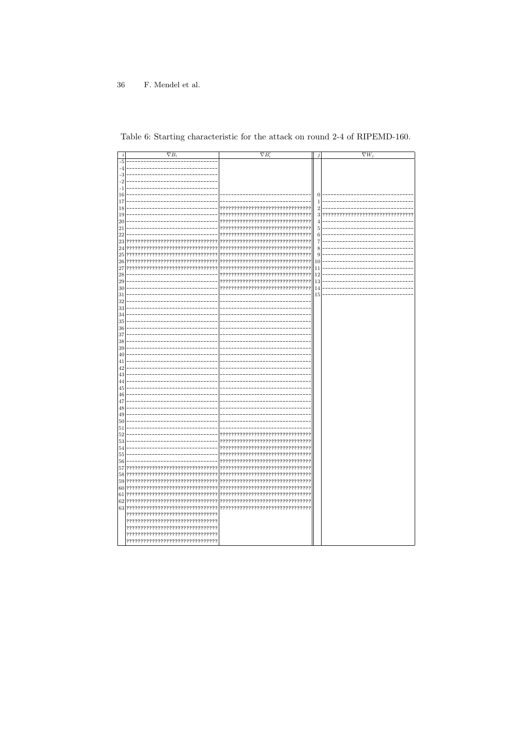Table 6: Starting characteristic for the attack on round 2-4 of RIPEMD-160.

| $i$ | $\nabla B_i$ | $\nabla B_i'$ | $j$ | $\nabla W_j$ |
|---|---|---|---|---|
| -5 | -------------------------------- | | | |
| -4 | -------------------------------- | | | |
| -3 | -------------------------------- | | | |
| -2 | -------------------------------- | | | |
| -1 | -------------------------------- | | | |
| 16 | -------------------------------- | -------------------------------- | 0 | -------------------------------- |
| 17 | -------------------------------- | -------------------------------- | 1 | -------------------------------- |
| 18 | -------------------------------- | ???????????????????????????????? | 2 | -------------------------------- |
| 19 | -------------------------------- | ???????????????????????????????? | 3 | ???????????????????????????????? |
| 20 | -------------------------------- | ???????????????????????????????? | 4 | -------------------------------- |
| 21 | -------------------------------- | ???????????????????????????????? | 5 | -------------------------------- |
| 22 | -------------------------------- | ???????????????????????????????? | 6 | -------------------------------- |
| 23 | ???????????????????????????????? | ???????????????????????????????? | 7 | -------------------------------- |
| 24 | ???????????????????????????????? | ???????????????????????????????? | 8 | -------------------------------- |
| 25 | ???????????????????????????????? | ???????????????????????????????? | 9 | -------------------------------- |
| 26 | ???????????????????????????????? | ???????????????????????????????? | 10 | -------------------------------- |
| 27 | ???????????????????????????????? | ???????????????????????????????? | 11 | -------------------------------- |
| 28 | -------------------------------- | ???????????????????????????????? | 12 | -------------------------------- |
| 29 | -------------------------------- | ???????????????????????????????? | 13 | -------------------------------- |
| 30 | -------------------------------- | ???????????????????????????????? | 14 | -------------------------------- |
| 31 | -------------------------------- | -------------------------------- | 15 | -------------------------------- |
| 32 | -------------------------------- | -------------------------------- | | |
| 33 | -------------------------------- | -------------------------------- | | |
| 34 | -------------------------------- | -------------------------------- | | |
| 35 | -------------------------------- | -------------------------------- | | |
| 36 | -------------------------------- | -------------------------------- | | |
| 37 | -------------------------------- | -------------------------------- | | |
| 38 | -------------------------------- | -------------------------------- | | |
| 39 | -------------------------------- | -------------------------------- | | |
| 40 | -------------------------------- | -------------------------------- | | |
| 41 | -------------------------------- | -------------------------------- | | |
| 42 | -------------------------------- | -------------------------------- | | |
| 43 | -------------------------------- | -------------------------------- | | |
| 44 | -------------------------------- | -------------------------------- | | |
| 45 | -------------------------------- | -------------------------------- | | |
| 46 | -------------------------------- | -------------------------------- | | |
| 47 | -------------------------------- | -------------------------------- | | |
| 48 | -------------------------------- | -------------------------------- | | |
| 49 | -------------------------------- | -------------------------------- | | |
| 50 | -------------------------------- | -------------------------------- | | |
| 51 | -------------------------------- | -------------------------------- | | |
| 52 | -------------------------------- | ???????????????????????????????? | | |
| 53 | -------------------------------- | ???????????????????????????????? | | |
| 54 | -------------------------------- | ???????????????????????????????? | | |
| 55 | -------------------------------- | ???????????????????????????????? | | |
| 56 | -------------------------------- | ???????????????????????????????? | | |
| 57 | ???????????????????????????????? | ???????????????????????????????? | | |
| 58 | ???????????????????????????????? | ???????????????????????????????? | | |
| 59 | ???????????????????????????????? | ???????????????????????????????? | | |
| 60 | ???????????????????????????????? | ???????????????????????????????? | | |
| 61 | ???????????????????????????????? | ???????????????????????????????? | | |
| 62 | ???????????????????????????????? | ???????????????????????????????? | | |
| 63 | ???????????????????????????????? | ???????????????????????????????? | | |
| | ???????????????????????????????? | | | |
| | ???????????????????????????????? | | | |
| | ???????????????????????????????? | | | |
| | ???????????????????????????????? | | | |
| | ???????????????????????????????? | | | |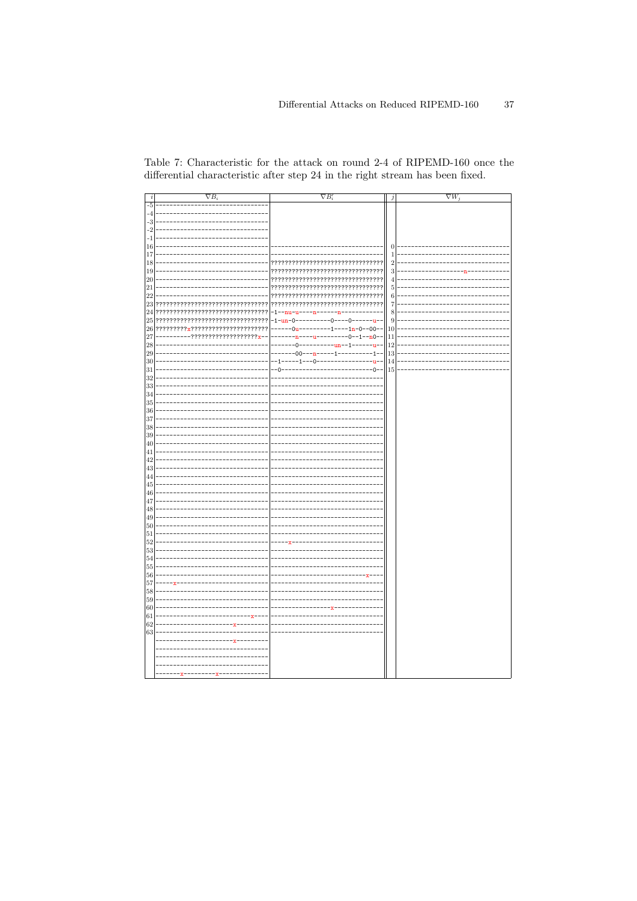Table 7: Characteristic for the attack on round 2-4 of RIPEMD-160 once the differential characteristic after step 24 in the right stream has been fixed.

| i | ∇B_i | ∇B'_i | j | ∇W_j |
|---|---|---|---|---|
| -5 | -------------------------------- | | | |
| -4 | -------------------------------- | | | |
| -3 | -------------------------------- | | | |
| -2 | -------------------------------- | | | |
| -1 | -------------------------------- | | | |
| 16 | -------------------------------- | -------------------------------- | 0 | -------------------------------- |
| 17 | -------------------------------- | -------------------------------- | 1 | -------------------------------- |
| 18 | -------------------------------- | ???????????????????????????????? | 2 | -------------------------------- |
| 19 | -------------------------------- | ???????????????????????????????? | 3 | -------------------n------------ |
| 20 | -------------------------------- | ???????????????????????????????? | 4 | -------------------------------- |
| 21 | -------------------------------- | ???????????????????????????????? | 5 | -------------------------------- |
| 22 | -------------------------------- | ???????????????????????????????? | 6 | -------------------------------- |
| 23 | ???????????????????????????????? | ???????????????????????????????? | 7 | -------------------------------- |
| 24 | ???????????????????????????????? | -1--nu-u----n------n------------ | 8 | -------------------------------- |
| 25 | ???????????????????????????????? | -1-un-0----------0----0------u-- | 9 | -------------------------------- |
| 26 | ?????????x?????????????????????? | -------0u---------1----1n-0--00-- | 10 | -------------------------------- |
| 27 | ----------???????????????????x-- | --------n----u---------0--1--n0-- | 11 | -------------------------------- |
| 28 | -------------------------------- | --------0-----------un--1------u-- | 12 | -------------------------------- |
| 29 | -------------------------------- | --------00---n-----1-----------1-- | 13 | -------------------------------- |
| 30 | -------------------------------- | --1------1---0-----------------u-- | 14 | -------------------------------- |
| 31 | -------------------------------- | --0----------------------------0-- | 15 | -------------------------------- |
| 32 | -------------------------------- | -------------------------------- | | |
| 33 | -------------------------------- | -------------------------------- | | |
| 34 | -------------------------------- | -------------------------------- | | |
| 35 | -------------------------------- | -------------------------------- | | |
| 36 | -------------------------------- | -------------------------------- | | |
| 37 | -------------------------------- | -------------------------------- | | |
| 38 | -------------------------------- | -------------------------------- | | |
| 39 | -------------------------------- | -------------------------------- | | |
| 40 | -------------------------------- | -------------------------------- | | |
| 41 | -------------------------------- | -------------------------------- | | |
| 42 | -------------------------------- | -------------------------------- | | |
| 43 | -------------------------------- | -------------------------------- | | |
| 44 | -------------------------------- | -------------------------------- | | |
| 45 | -------------------------------- | -------------------------------- | | |
| 46 | -------------------------------- | -------------------------------- | | |
| 47 | -------------------------------- | -------------------------------- | | |
| 48 | -------------------------------- | -------------------------------- | | |
| 49 | -------------------------------- | -------------------------------- | | |
| 50 | -------------------------------- | -------------------------------- | | |
| 51 | -------------------------------- | -------------------------------- | | |
| 52 | -------------------------------- | -----x-------------------------- | | |
| 53 | -------------------------------- | -------------------------------- | | |
| 54 | -------------------------------- | -------------------------------- | | |
| 55 | -------------------------------- | -------------------------------- | | |
| 56 | -------------------------------- | ----------------------------x--- | | |
| 57 | -----x-------------------------- | -------------------------------- | | |
| 58 | -------------------------------- | -------------------------------- | | |
| 59 | -------------------------------- | -------------------------------- | | |
| 60 | -------------------------------- | ------------------x------------- | | |
| 61 | ---------------------------x---- | -------------------------------- | | |
| 62 | ----------------------x--------- | -------------------------------- | | |
| 63 | -------------------------------- | -------------------------------- | | |
| | ----------------------x--------- | | | |
| | -------------------------------- | | | |
| | -------------------------------- | | | |
| | -------------------------------- | | | |
| | -------x---------x-------------- | | | |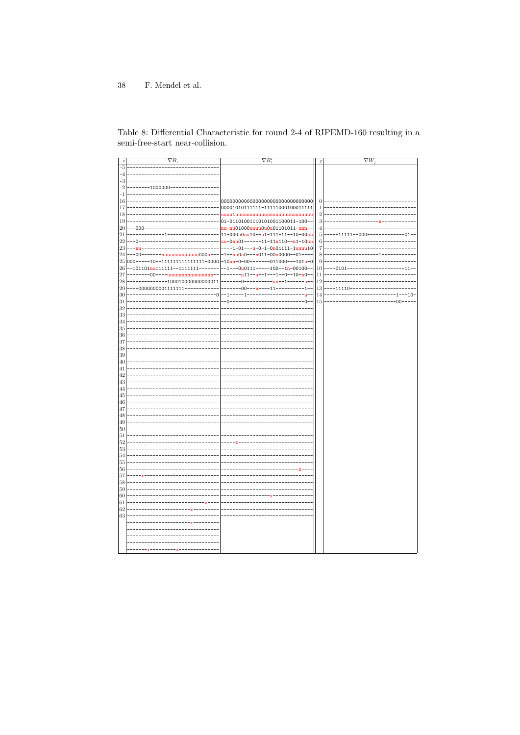Table 8: Differential Characteristic for round 2-4 of RIPEMD-160 resulting in a semi-free-start near-collision.

| $i$ | $\nabla B_i$ | $\nabla B'_i$ | $j$ | $\nabla W_j$ |
|---|---|---|---|---|
| -5 | -------------------------------- | | | |
| -4 | -------------------------------- | | | |
| -3 | -------------------------------- | | | |
| -2 | --------1000000----------------- | | | |
| -1 | -------------------------------- | | | |
| 16 | -------------------------------- | 00000000000000000000000000000000 | 0 | -------------------------------- |
| 17 | -------------------------------- | 00001010111111-11111000100011111 | 1 | -------------------------------- |
| 18 | -------------------------------- | uuuu1uuuuuuuuuuuuuuuuuuuuuuuuuuu | 2 | -------------------------------- |
| 19 | -------------------------------- | 01-0110100111010100110001 1-100-- | 3 | -------------------n------------ |
| 20 | ---000-------------------------- | nu-nu01000uuuu0u0u01101011-unn-- | 4 | -------------------------------- |
| 21 | -------------1------------------ | 11-000u0uu10--u1-111-11--10-00nn | 5 | -----11111--000-------------01-- |
| 22 | ---0---------------------------- | uu-0nu01------11-11n110--n1-10uu | 6 | -------------------------------- |
| 23 | ---nu--------------------------- | ----1-01---u-0-1-0n01111-1uuuu10 | 7 | -------------------------------- |
| 24 | ---00-------nuuuuuuuuuuuu000u--- | -1--nu0u0---n011-00n0000--01---- | 8 | -------------------1------------ |
| 25 | 000-----10--111111111111111-0000 | -10un-0-00-------011000---101u-0 | 9 | -------------------------------- |
| 26 | --101101nu111111--1111111------- | --1---0u0111-----100--1n-00100-- | 10 | ----0101---------------------11-- |
| 27 | --------00----unnnnnnnnnnnnnnn-- | --------n11--u--1---1--0--10-n0-- | 11 | -------------------------------- |
| 28 | --------------100010000000000011 | -------0----------un--1------u-- | 12 | -------------------------------- |
| 29 | ----0000000001111111------------ | -------00---n----11----------1-- | 13 | ----11110----------------------- |
| 30 | -------------------------------0 | --1-----1--------------------u-- | 14 | -------------------------1---10- |
| 31 | -------------------------------- | --0---------------------------0-- | 15 | ------------------------00------ |
| 32 | -------------------------------- | -------------------------------- | | |
| 33 | -------------------------------- | -------------------------------- | | |
| 34 | -------------------------------- | -------------------------------- | | |
| 35 | -------------------------------- | -------------------------------- | | |
| 36 | -------------------------------- | -------------------------------- | | |
| 37 | -------------------------------- | -------------------------------- | | |
| 38 | -------------------------------- | -------------------------------- | | |
| 39 | -------------------------------- | -------------------------------- | | |
| 40 | -------------------------------- | -------------------------------- | | |
| 41 | -------------------------------- | -------------------------------- | | |
| 42 | -------------------------------- | -------------------------------- | | |
| 43 | -------------------------------- | -------------------------------- | | |
| 44 | -------------------------------- | -------------------------------- | | |
| 45 | -------------------------------- | -------------------------------- | | |
| 46 | -------------------------------- | -------------------------------- | | |
| 47 | -------------------------------- | -------------------------------- | | |
| 48 | -------------------------------- | -------------------------------- | | |
| 49 | -------------------------------- | -------------------------------- | | |
| 50 | -------------------------------- | -------------------------------- | | |
| 51 | -------------------------------- | -------------------------------- | | |
| 52 | -------------------------------- | -----x-------------------------- | | |
| 53 | -------------------------------- | -------------------------------- | | |
| 54 | -------------------------------- | -------------------------------- | | |
| 55 | -------------------------------- | -------------------------------- | | |
| 56 | -------------------------------- | ----------------------------x--- | | |
| 57 | -----x-------------------------- | -------------------------------- | | |
| 58 | -------------------------------- | -------------------------------- | | |
| 59 | -------------------------------- | -------------------------------- | | |
| 60 | -------------------------------- | -----------------x-------------- | | |
| 61 | ---------------------------x---- | -------------------------------- | | |
| 62 | ----------------------x--------- | -------------------------------- | | |
| 63 | -------------------------------- | -------------------------------- | | |
| | ----------------------x--------- | | | |
| | -------------------------------- | | | |
| | -------------------------------- | | | |
| | -------------------------------- | | | |
| | -------x---------x-------------- | | | |